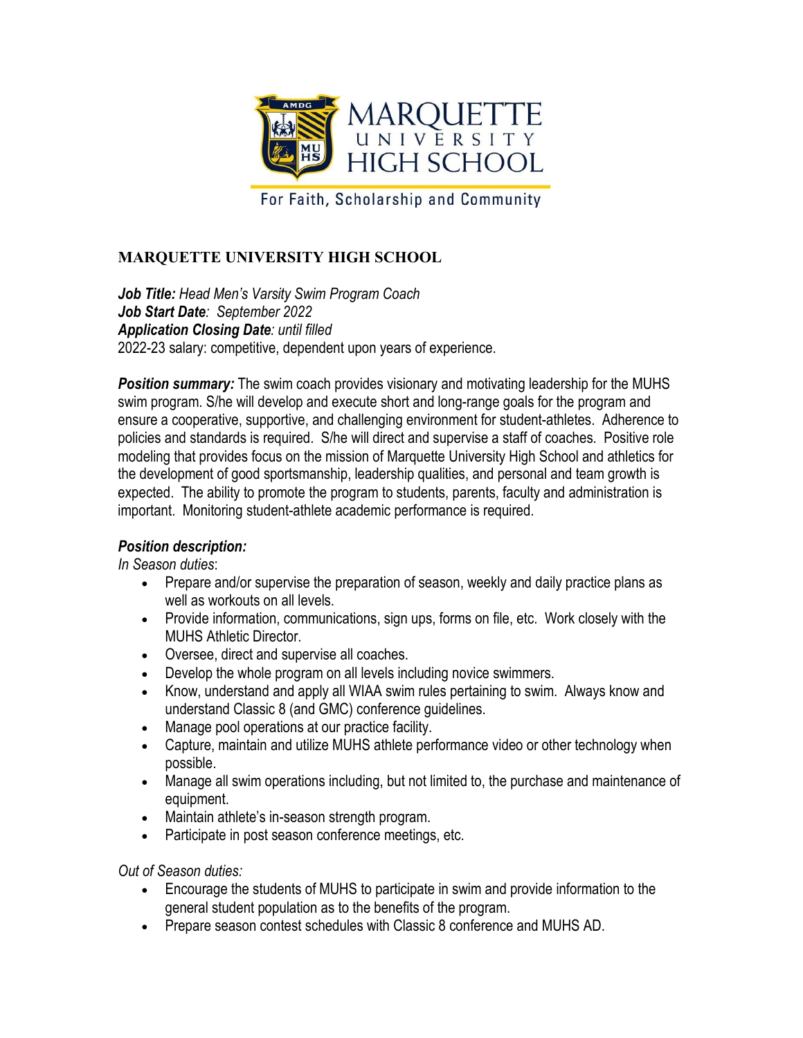MARQUETTE UNIVERSITY HIGH SCHOOL

For Faith, Scholarship and Community

# MARQUETTE UNIVERSITY HIGH SCHOOL

***Job Title:*** *Head Men's Varsity Swim Program Coach*
***Job Start Date****: September 2022*
***Application Closing Date****: until filled*
2022-23 salary: competitive, dependent upon years of experience.

***Position summary:*** The swim coach provides visionary and motivating leadership for the MUHS swim program. S/he will develop and execute short and long-range goals for the program and ensure a cooperative, supportive, and challenging environment for student-athletes. Adherence to policies and standards is required. S/he will direct and supervise a staff of coaches. Positive role modeling that provides focus on the mission of Marquette University High School and athletics for the development of good sportsmanship, leadership qualities, and personal and team growth is expected. The ability to promote the program to students, parents, faculty and administration is important. Monitoring student-athlete academic performance is required.

***Position description:***

*In Season duties*:

- Prepare and/or supervise the preparation of season, weekly and daily practice plans as well as workouts on all levels.
- Provide information, communications, sign ups, forms on file, etc. Work closely with the MUHS Athletic Director.
- Oversee, direct and supervise all coaches.
- Develop the whole program on all levels including novice swimmers.
- Know, understand and apply all WIAA swim rules pertaining to swim. Always know and understand Classic 8 (and GMC) conference guidelines.
- Manage pool operations at our practice facility.
- Capture, maintain and utilize MUHS athlete performance video or other technology when possible.
- Manage all swim operations including, but not limited to, the purchase and maintenance of equipment.
- Maintain athlete's in-season strength program.
- Participate in post season conference meetings, etc.

*Out of Season duties:*

- Encourage the students of MUHS to participate in swim and provide information to the general student population as to the benefits of the program.
- Prepare season contest schedules with Classic 8 conference and MUHS AD.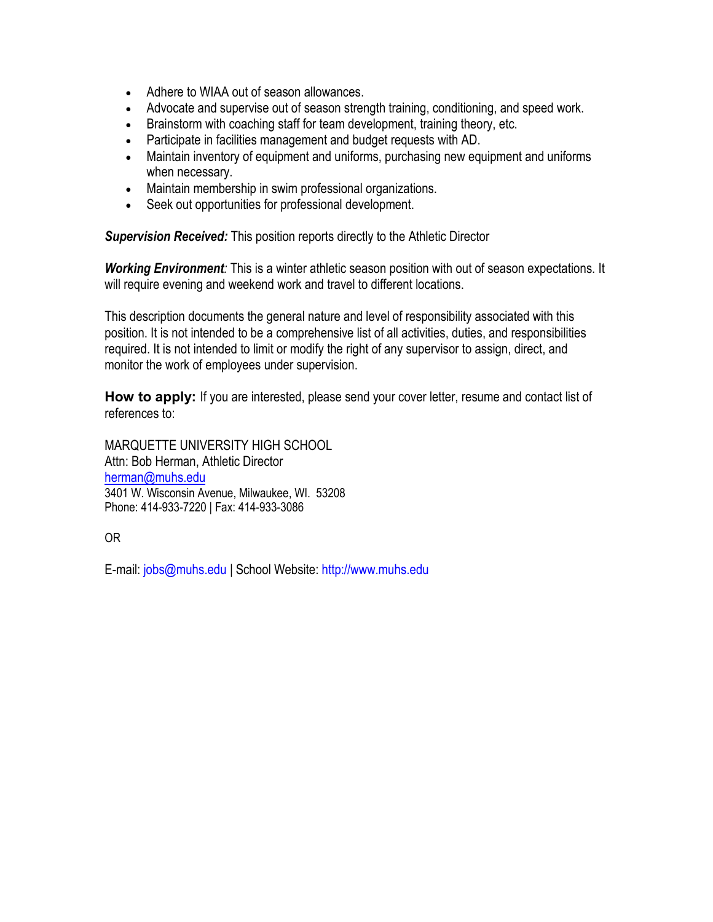- Adhere to WIAA out of season allowances.
- Advocate and supervise out of season strength training, conditioning, and speed work.
- Brainstorm with coaching staff for team development, training theory, etc.
- Participate in facilities management and budget requests with AD.
- Maintain inventory of equipment and uniforms, purchasing new equipment and uniforms when necessary.
- Maintain membership in swim professional organizations.
- Seek out opportunities for professional development.

***Supervision Received:*** This position reports directly to the Athletic Director

***Working Environment****:* This is a winter athletic season position with out of season expectations. It will require evening and weekend work and travel to different locations.

This description documents the general nature and level of responsibility associated with this position. It is not intended to be a comprehensive list of all activities, duties, and responsibilities required. It is not intended to limit or modify the right of any supervisor to assign, direct, and monitor the work of employees under supervision.

**How to apply:** If you are interested, please send your cover letter, resume and contact list of references to:

MARQUETTE UNIVERSITY HIGH SCHOOL
Attn: Bob Herman, Athletic Director
herman@muhs.edu
3401 W. Wisconsin Avenue, Milwaukee, WI. 53208
Phone: 414-933-7220 | Fax: 414-933-3086

OR

E-mail: jobs@muhs.edu | School Website: http://www.muhs.edu